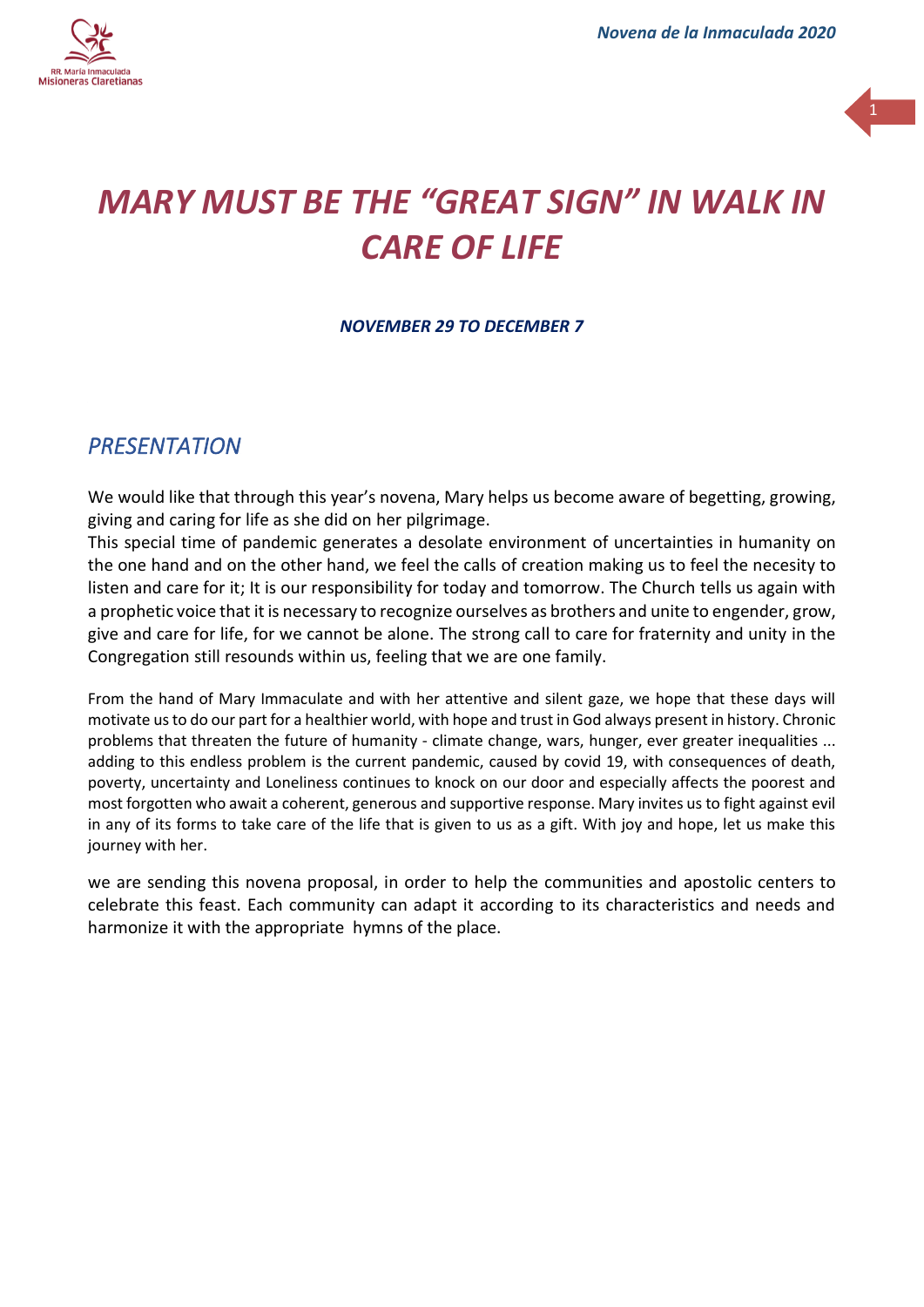# *MARY MUST BE THE "GREAT SIGN" IN WALK IN CARE OF LIFE*

***NOVEMBER 29 TO DECEMBER 7***

## *PRESENTATION*

We would like that through this year's novena, Mary helps us become aware of begetting, growing, giving and caring for life as she did on her pilgrimage.

This special time of pandemic generates a desolate environment of uncertainties in humanity on the one hand and on the other hand, we feel the calls of creation making us to feel the necesity to listen and care for it; It is our responsibility for today and tomorrow. The Church tells us again with a prophetic voice that it is necessary to recognize ourselves as brothers and unite to engender, grow, give and care for life, for we cannot be alone. The strong call to care for fraternity and unity in the Congregation still resounds within us, feeling that we are one family.

From the hand of Mary Immaculate and with her attentive and silent gaze, we hope that these days will motivate us to do our part for a healthier world, with hope and trust in God always present in history. Chronic problems that threaten the future of humanity - climate change, wars, hunger, ever greater inequalities ... adding to this endless problem is the current pandemic, caused by covid 19, with consequences of death, poverty, uncertainty and Loneliness continues to knock on our door and especially affects the poorest and most forgotten who await a coherent, generous and supportive response. Mary invites us to fight against evil in any of its forms to take care of the life that is given to us as a gift. With joy and hope, let us make this journey with her.

we are sending this novena proposal, in order to help the communities and apostolic centers to celebrate this feast. Each community can adapt it according to its characteristics and needs and harmonize it with the appropriate hymns of the place.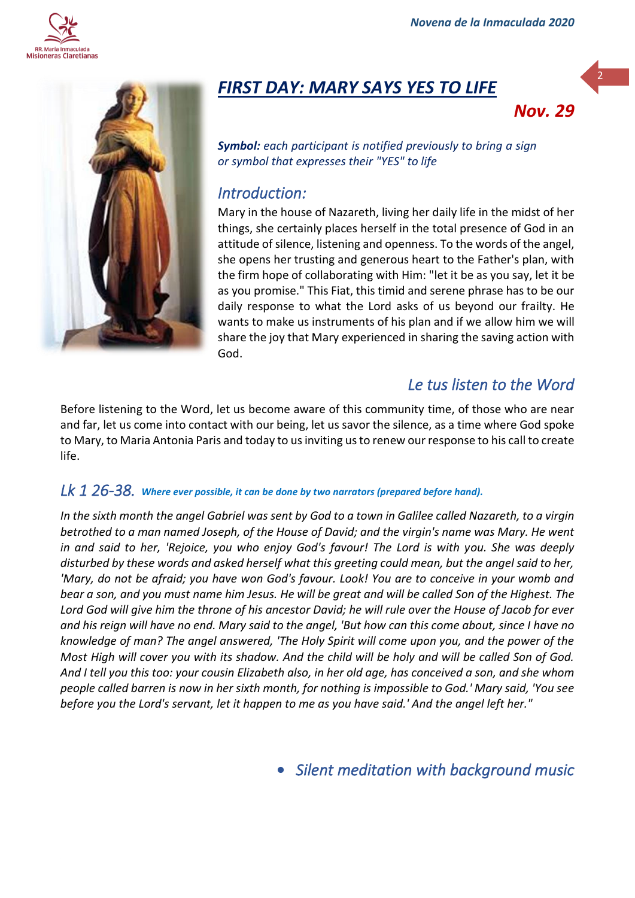# ***FIRST DAY: MARY SAYS YES TO LIFE***

***Nov. 29***

***Symbol:*** *each participant is notified previously to bring a sign or symbol that expresses their "YES" to life*

## *Introduction:*

Mary in the house of Nazareth, living her daily life in the midst of her things, she certainly places herself in the total presence of God in an attitude of silence, listening and openness. To the words of the angel, she opens her trusting and generous heart to the Father's plan, with the firm hope of collaborating with Him: "let it be as you say, let it be as you promise." This Fiat, this timid and serene phrase has to be our daily response to what the Lord asks of us beyond our frailty. He wants to make us instruments of his plan and if we allow him we will share the joy that Mary experienced in sharing the saving action with God.

## *Le tus listen to the Word*

Before listening to the Word, let us become aware of this community time, of those who are near and far, let us come into contact with our being, let us savor the silence, as a time where God spoke to Mary, to Maria Antonia Paris and today to us inviting us to renew our response to his call to create life.

### *Lk 1 26-38.* ***Where ever possible, it can be done by two narrators (prepared before hand).***

*In the sixth month the angel Gabriel was sent by God to a town in Galilee called Nazareth, to a virgin betrothed to a man named Joseph, of the House of David; and the virgin's name was Mary. He went in and said to her, 'Rejoice, you who enjoy God's favour! The Lord is with you. She was deeply disturbed by these words and asked herself what this greeting could mean, but the angel said to her, 'Mary, do not be afraid; you have won God's favour. Look! You are to conceive in your womb and bear a son, and you must name him Jesus. He will be great and will be called Son of the Highest. The Lord God will give him the throne of his ancestor David; he will rule over the House of Jacob for ever and his reign will have no end. Mary said to the angel, 'But how can this come about, since I have no knowledge of man? The angel answered, 'The Holy Spirit will come upon you, and the power of the Most High will cover you with its shadow. And the child will be holy and will be called Son of God. And I tell you this too: your cousin Elizabeth also, in her old age, has conceived a son, and she whom people called barren is now in her sixth month, for nothing is impossible to God.' Mary said, 'You see before you the Lord's servant, let it happen to me as you have said.' And the angel left her."*

- *Silent meditation with background music*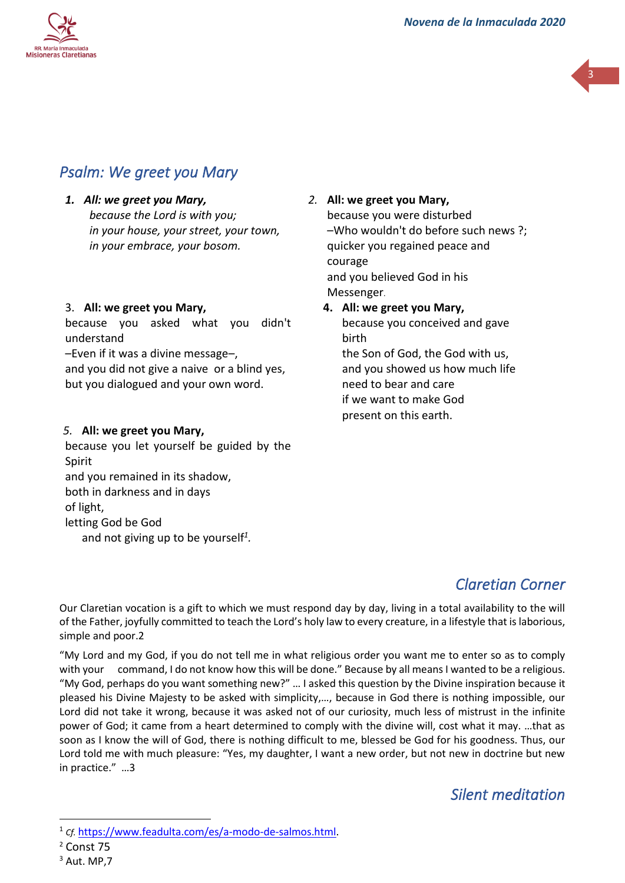## *Psalm: We greet you Mary*

1. ***All: we greet you Mary,***
   *because the Lord is with you;*
   *in your house, your street, your town,*
   *in your embrace, your bosom.*

2. **All: we greet you Mary,**
   because you were disturbed
   –Who wouldn't do before such news ?;
   quicker you regained peace and courage
   and you believed God in his Messenger.

3. **All: we greet you Mary,**
   because you asked what you didn't understand
   –Even if it was a divine message–,
   and you did not give a naive or a blind yes,
   but you dialogued and your own word.

4. **All: we greet you Mary,**
   because you conceived and gave birth
   the Son of God, the God with us,
   and you showed us how much life
   need to bear and care
   if we want to make God
   present on this earth.

5. **All: we greet you Mary,**
   because you let yourself be guided by the Spirit
   and you remained in its shadow,
   both in darkness and in days
   of light,
   letting God be God
   and not giving up to be yourself[1].

## *Claretian Corner*

Our Claretian vocation is a gift to which we must respond day by day, living in a total availability to the will of the Father, joyfully committed to teach the Lord's holy law to every creature, in a lifestyle that is laborious, simple and poor.2

"My Lord and my God, if you do not tell me in what religious order you want me to enter so as to comply with your command, I do not know how this will be done." Because by all means I wanted to be a religious. "My God, perhaps do you want something new?" … I asked this question by the Divine inspiration because it pleased his Divine Majesty to be asked with simplicity,…, because in God there is nothing impossible, our Lord did not take it wrong, because it was asked not of our curiosity, much less of mistrust in the infinite power of God; it came from a heart determined to comply with the divine will, cost what it may. …that as soon as I know the will of God, there is nothing difficult to me, blessed be God for his goodness. Thus, our Lord told me with much pleasure: "Yes, my daughter, I want a new order, but not new in doctrine but new in practice." …3

## *Silent meditation*

---

[1] *Cf.* https://www.feadulta.com/es/a-modo-de-salmos.html.

[2] Const 75

[3] Aut. MP,7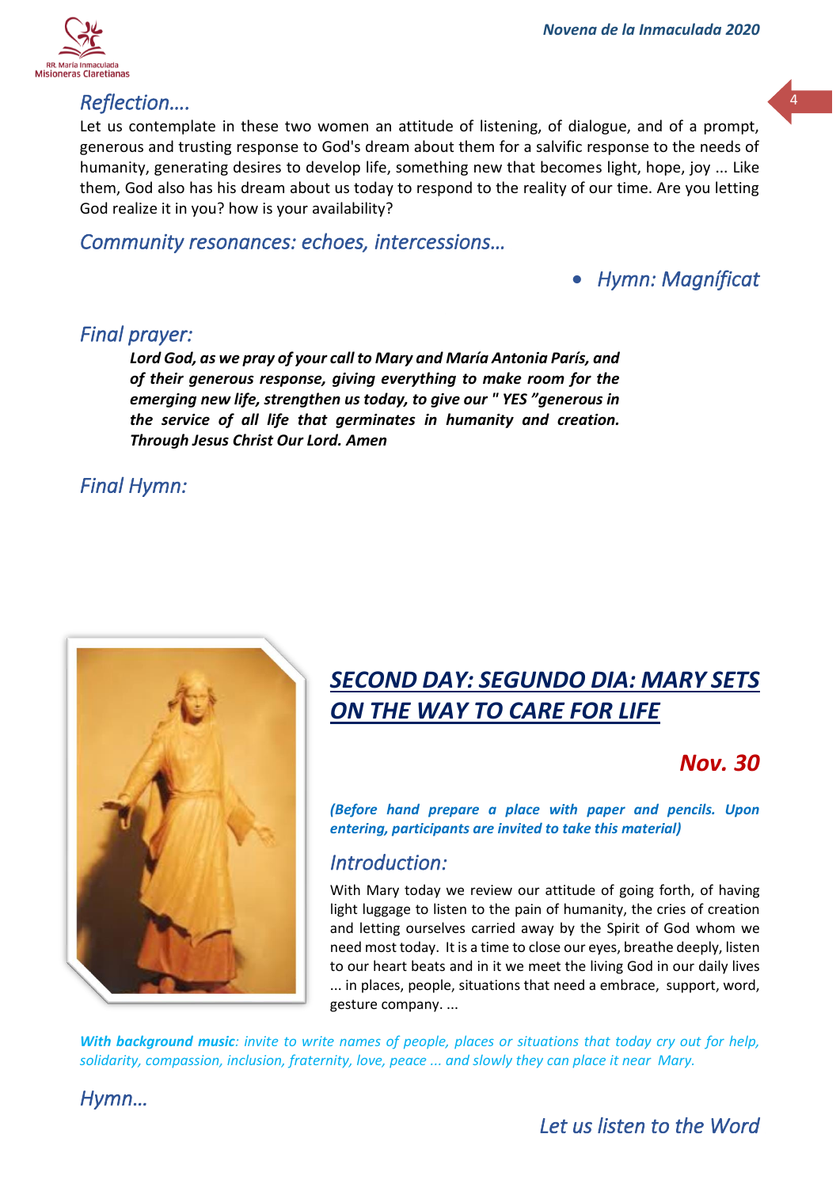## *Reflection….*

Let us contemplate in these two women an attitude of listening, of dialogue, and of a prompt, generous and trusting response to God's dream about them for a salvific response to the needs of humanity, generating desires to develop life, something new that becomes light, hope, joy ... Like them, God also has his dream about us today to respond to the reality of our time. Are you letting God realize it in you? how is your availability?

## *Community resonances: echoes, intercessions…*

- *Hymn: Magníficat*

## *Final prayer:*

> ***Lord God, as we pray of your call to Mary and María Antonia París, and of their generous response, giving everything to make room for the emerging new life, strengthen us today, to give our " YES "generous in the service of all life that germinates in humanity and creation. Through Jesus Christ Our Lord. Amen***

## *Final Hymn:*

# ***SECOND DAY: SEGUNDO DIA: MARY SETS ON THE WAY TO CARE FOR LIFE***

### ***Nov. 30***

***(Before hand prepare a place with paper and pencils. Upon entering, participants are invited to take this material)***

## *Introduction:*

With Mary today we review our attitude of going forth, of having light luggage to listen to the pain of humanity, the cries of creation and letting ourselves carried away by the Spirit of God whom we need most today. It is a time to close our eyes, breathe deeply, listen to our heart beats and in it we meet the living God in our daily lives ... in places, people, situations that need a embrace, support, word, gesture company. ...

***With background music****: invite to write names of people, places or situations that today cry out for help, solidarity, compassion, inclusion, fraternity, love, peace ... and slowly they can place it near Mary.*

## *Hymn…*

## *Let us listen to the Word*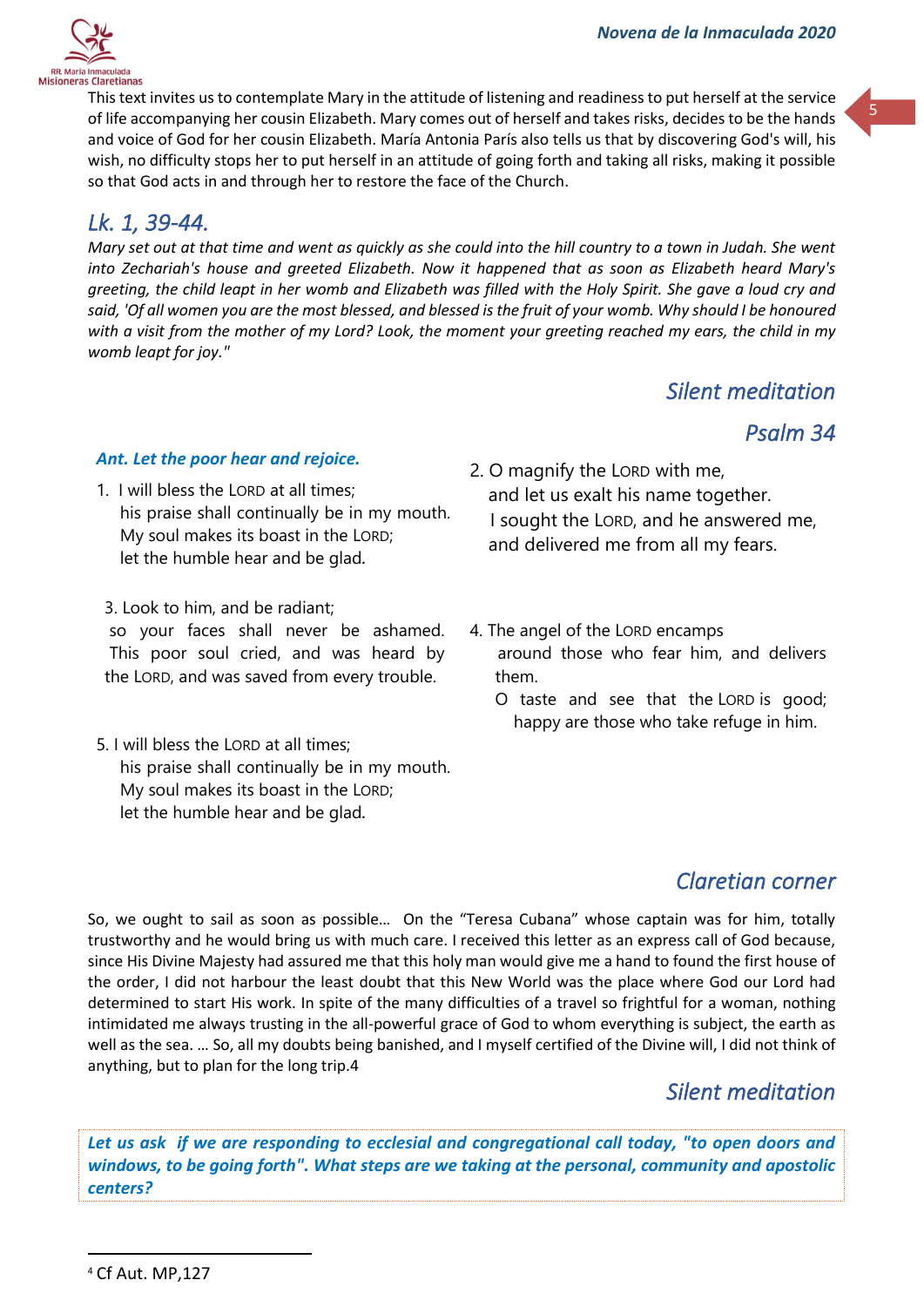This text invites us to contemplate Mary in the attitude of listening and readiness to put herself at the service of life accompanying her cousin Elizabeth. Mary comes out of herself and takes risks, decides to be the hands and voice of God for her cousin Elizabeth. María Antonia París also tells us that by discovering God's will, his wish, no difficulty stops her to put herself in an attitude of going forth and taking all risks, making it possible so that God acts in and through her to restore the face of the Church.

## *Lk. 1, 39-44.*

*Mary set out at that time and went as quickly as she could into the hill country to a town in Judah. She went into Zechariah's house and greeted Elizabeth. Now it happened that as soon as Elizabeth heard Mary's greeting, the child leapt in her womb and Elizabeth was filled with the Holy Spirit. She gave a loud cry and said, 'Of all women you are the most blessed, and blessed is the fruit of your womb. Why should I be honoured with a visit from the mother of my Lord? Look, the moment your greeting reached my ears, the child in my womb leapt for joy."*

## *Silent meditation*

## *Psalm 34*

***Ant. Let the poor hear and rejoice.***

1. I will bless the LORD at all times;
   his praise shall continually be in my mouth.
   My soul makes its boast in the LORD;
   let the humble hear and be glad.

2. O magnify the LORD with me,
   and let us exalt his name together.
   I sought the LORD, and he answered me,
   and delivered me from all my fears.

3. Look to him, and be radiant;
   so your faces shall never be ashamed.
   This poor soul cried, and was heard by the LORD, and was saved from every trouble.

4. The angel of the LORD encamps
   around those who fear him, and delivers them.
   O taste and see that the LORD is good;
   happy are those who take refuge in him.

5. I will bless the LORD at all times;
   his praise shall continually be in my mouth.
   My soul makes its boast in the LORD;
   let the humble hear and be glad.

## *Claretian corner*

So, we ought to sail as soon as possible… On the "Teresa Cubana" whose captain was for him, totally trustworthy and he would bring us with much care. I received this letter as an express call of God because, since His Divine Majesty had assured me that this holy man would give me a hand to found the first house of the order, I did not harbour the least doubt that this New World was the place where God our Lord had determined to start His work. In spite of the many difficulties of a travel so frightful for a woman, nothing intimidated me always trusting in the all-powerful grace of God to whom everything is subject, the earth as well as the sea. … So, all my doubts being banished, and I myself certified of the Divine will, I did not think of anything, but to plan for the long trip.[4]

## *Silent meditation*

***Let us ask if we are responding to ecclesial and congregational call today, "to open doors and windows, to be going forth". What steps are we taking at the personal, community and apostolic centers?***

[4] Cf Aut. MP,127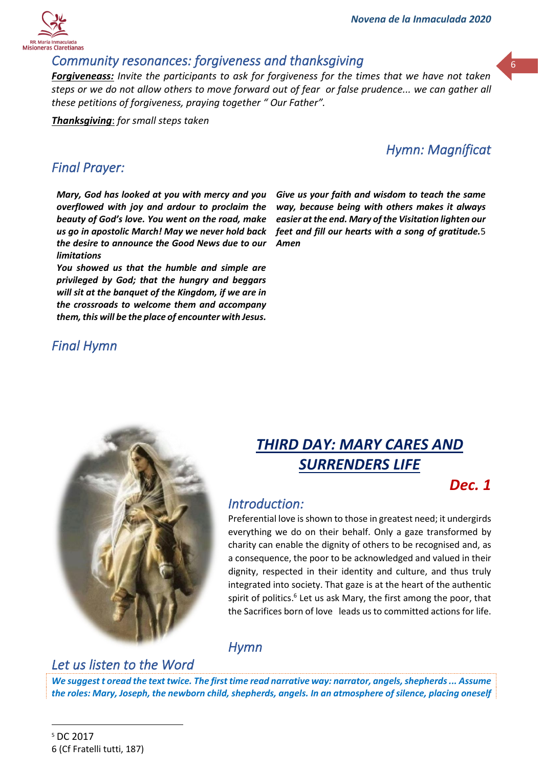## *Community resonances: forgiveness and thanksgiving*

***Forgiveneass:*** *Invite the participants to ask for forgiveness for the times that we have not taken steps or we do not allow others to move forward out of fear or false prudence... we can gather all these petitions of forgiveness, praying together " Our Father".*

***Thanksgiving***: *for small steps taken*

## *Hymn: Magníficat*

## *Final Prayer:*

***Mary, God has looked at you with mercy and you overflowed with joy and ardour to proclaim the beauty of God's love. You went on the road, make us go in apostolic March! May we never hold back the desire to announce the Good News due to our limitations***

***You showed us that the humble and simple are privileged by God; that the hungry and beggars will sit at the banquet of the Kingdom, if we are in the crossroads to welcome them and accompany them, this will be the place of encounter with Jesus.***

***Give us your faith and wisdom to teach the same way, because being with others makes it always easier at the end. Mary of the Visitation lighten our feet and fill our hearts with a song of gratitude.***[5] ***Amen***

## *Final Hymn*

# ***THIRD DAY: MARY CARES AND SURRENDERS LIFE***

***Dec. 1***

## *Introduction:*

Preferential love is shown to those in greatest need; it undergirds everything we do on their behalf. Only a gaze transformed by charity can enable the dignity of others to be recognised and, as a consequence, the poor to be acknowledged and valued in their dignity, respected in their identity and culture, and thus truly integrated into society. That gaze is at the heart of the authentic spirit of politics.[6] Let us ask Mary, the first among the poor, that the Sacrifices born of love leads us to committed actions for life.

## *Hymn*

## *Let us listen to the Word*

***We suggest t oread the text twice. The first time read narrative way: narrator, angels, shepherds ... Assume the roles: Mary, Joseph, the newborn child, shepherds, angels. In an atmosphere of silence, placing oneself***

---

[5] DC 2017

6 (Cf Fratelli tutti, 187)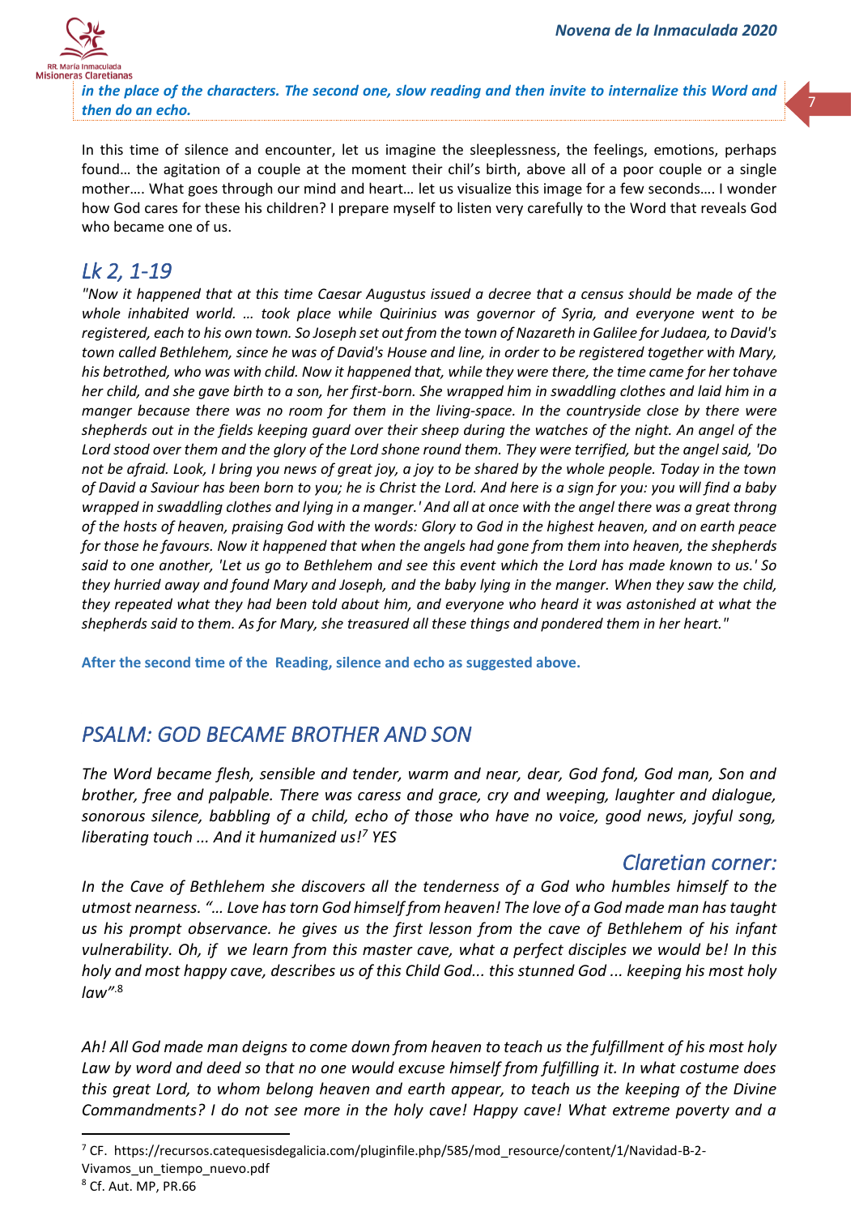***in the place of the characters. The second one, slow reading and then invite to internalize this Word and then do an echo.***

In this time of silence and encounter, let us imagine the sleeplessness, the feelings, emotions, perhaps found… the agitation of a couple at the moment their chil's birth, above all of a poor couple or a single mother…. What goes through our mind and heart… let us visualize this image for a few seconds…. I wonder how God cares for these his children? I prepare myself to listen very carefully to the Word that reveals God who became one of us.

## *Lk 2, 1-19*

*"Now it happened that at this time Caesar Augustus issued a decree that a census should be made of the whole inhabited world. … took place while Quirinius was governor of Syria, and everyone went to be registered, each to his own town. So Joseph set out from the town of Nazareth in Galilee for Judaea, to David's town called Bethlehem, since he was of David's House and line, in order to be registered together with Mary, his betrothed, who was with child. Now it happened that, while they were there, the time came for her tohave her child, and she gave birth to a son, her first-born. She wrapped him in swaddling clothes and laid him in a manger because there was no room for them in the living-space. In the countryside close by there were shepherds out in the fields keeping guard over their sheep during the watches of the night. An angel of the Lord stood over them and the glory of the Lord shone round them. They were terrified, but the angel said, 'Do not be afraid. Look, I bring you news of great joy, a joy to be shared by the whole people. Today in the town of David a Saviour has been born to you; he is Christ the Lord. And here is a sign for you: you will find a baby wrapped in swaddling clothes and lying in a manger.' And all at once with the angel there was a great throng of the hosts of heaven, praising God with the words: Glory to God in the highest heaven, and on earth peace for those he favours. Now it happened that when the angels had gone from them into heaven, the shepherds said to one another, 'Let us go to Bethlehem and see this event which the Lord has made known to us.' So they hurried away and found Mary and Joseph, and the baby lying in the manger. When they saw the child, they repeated what they had been told about him, and everyone who heard it was astonished at what the shepherds said to them. As for Mary, she treasured all these things and pondered them in her heart."*

**After the second time of the Reading, silence and echo as suggested above.**

## *PSALM: GOD BECAME BROTHER AND SON*

*The Word became flesh, sensible and tender, warm and near, dear, God fond, God man, Son and brother, free and palpable. There was caress and grace, cry and weeping, laughter and dialogue, sonorous silence, babbling of a child, echo of those who have no voice, good news, joyful song, liberating touch ... And it humanized us!*[7] *YES*

## *Claretian corner:*

*In the Cave of Bethlehem she discovers all the tenderness of a God who humbles himself to the utmost nearness. "… Love has torn God himself from heaven! The love of a God made man has taught us his prompt observance. he gives us the first lesson from the cave of Bethlehem of his infant vulnerability. Oh, if we learn from this master cave, what a perfect disciples we would be! In this holy and most happy cave, describes us of this Child God... this stunned God ... keeping his most holy law".*[8]

*Ah! All God made man deigns to come down from heaven to teach us the fulfillment of his most holy Law by word and deed so that no one would excuse himself from fulfilling it. In what costume does this great Lord, to whom belong heaven and earth appear, to teach us the keeping of the Divine Commandments? I do not see more in the holy cave! Happy cave! What extreme poverty and a*

---

[7] CF. https://recursos.catequesisdegalicia.com/pluginfile.php/585/mod_resource/content/1/Navidad-B-2-Vivamos_un_tiempo_nuevo.pdf

[8] Cf. Aut. MP, PR.66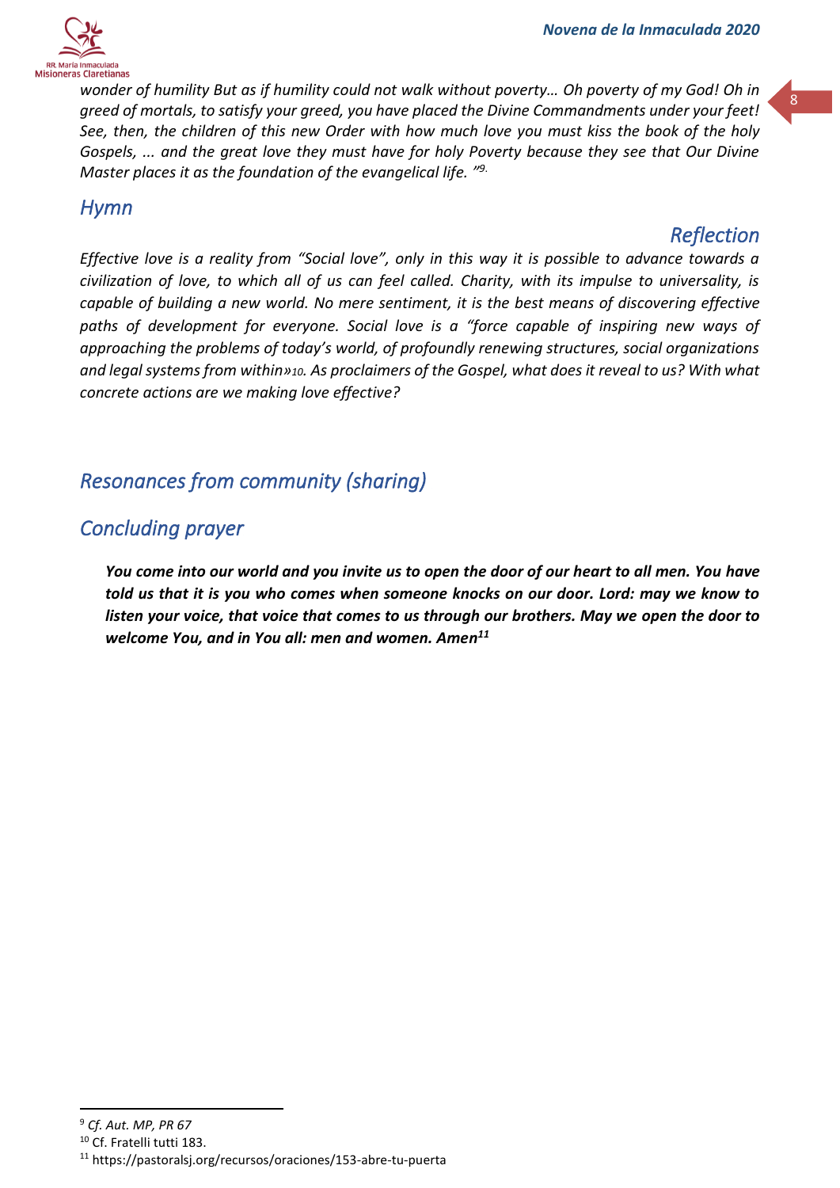*wonder of humility But as if humility could not walk without poverty… Oh poverty of my God! Oh in greed of mortals, to satisfy your greed, you have placed the Divine Commandments under your feet! See, then, the children of this new Order with how much love you must kiss the book of the holy Gospels, ... and the great love they must have for holy Poverty because they see that Our Divine Master places it as the foundation of the evangelical life. "[9].*

## *Hymn*

## *Reflection*

*Effective love is a reality from "Social love", only in this way it is possible to advance towards a civilization of love, to which all of us can feel called. Charity, with its impulse to universality, is capable of building a new world. No mere sentiment, it is the best means of discovering effective paths of development for everyone. Social love is a "force capable of inspiring new ways of approaching the problems of today's world, of profoundly renewing structures, social organizations and legal systems from within»[10]. As proclaimers of the Gospel, what does it reveal to us? With what concrete actions are we making love effective?*

## *Resonances from community (sharing)*

## *Concluding prayer*

***You come into our world and you invite us to open the door of our heart to all men. You have told us that it is you who comes when someone knocks on our door. Lord: may we know to listen your voice, that voice that comes to us through our brothers. May we open the door to welcome You, and in You all: men and women. Amen[11]***

---

[9] *Cf. Aut. MP, PR 67*

[10] Cf. Fratelli tutti 183.

[11] https://pastoralsj.org/recursos/oraciones/153-abre-tu-puerta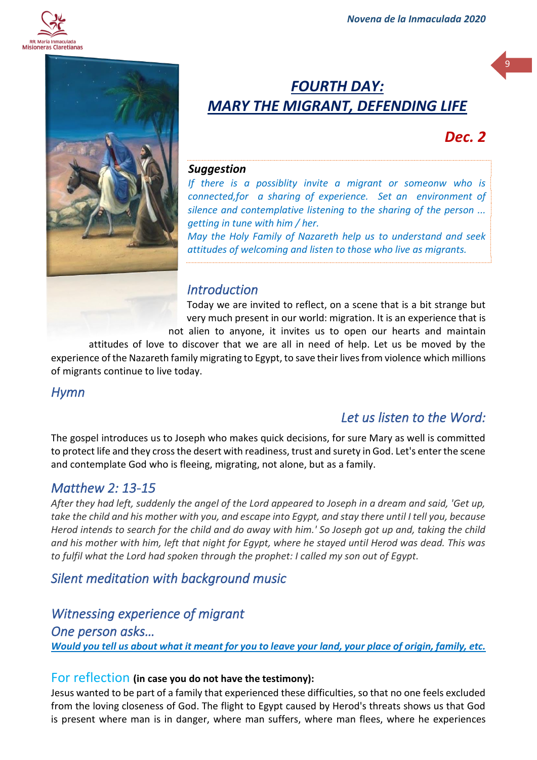## ***FOURTH DAY: MARY THE MIGRANT, DEFENDING LIFE***

***Dec. 2***

***Suggestion***

*If there is a possiblity invite a migrant or someonw who is connected,for a sharing of experience. Set an environment of silence and contemplative listening to the sharing of the person ... getting in tune with him / her.*

*May the Holy Family of Nazareth help us to understand and seek attitudes of welcoming and listen to those who live as migrants.*

### *Introduction*

Today we are invited to reflect, on a scene that is a bit strange but very much present in our world: migration. It is an experience that is not alien to anyone, it invites us to open our hearts and maintain attitudes of love to discover that we are all in need of help. Let us be moved by the experience of the Nazareth family migrating to Egypt, to save their lives from violence which millions of migrants continue to live today.

### *Hymn*

### *Let us listen to the Word:*

The gospel introduces us to Joseph who makes quick decisions, for sure Mary as well is committed to protect life and they cross the desert with readiness, trust and surety in God. Let's enter the scene and contemplate God who is fleeing, migrating, not alone, but as a family.

### *Matthew 2: 13-15*

*After they had left, suddenly the angel of the Lord appeared to Joseph in a dream and said, 'Get up, take the child and his mother with you, and escape into Egypt, and stay there until I tell you, because Herod intends to search for the child and do away with him.' So Joseph got up and, taking the child and his mother with him, left that night for Egypt, where he stayed until Herod was dead. This was to fulfil what the Lord had spoken through the prophet: I called my son out of Egypt.*

### *Silent meditation with background music*

### *Witnessing experience of migrant*

### *One person asks…*

***Would you tell us about what it meant for you to leave your land, your place of origin, family, etc.***

### For reflection **(in case you do not have the testimony):**

Jesus wanted to be part of a family that experienced these difficulties, so that no one feels excluded from the loving closeness of God. The flight to Egypt caused by Herod's threats shows us that God is present where man is in danger, where man suffers, where man flees, where he experiences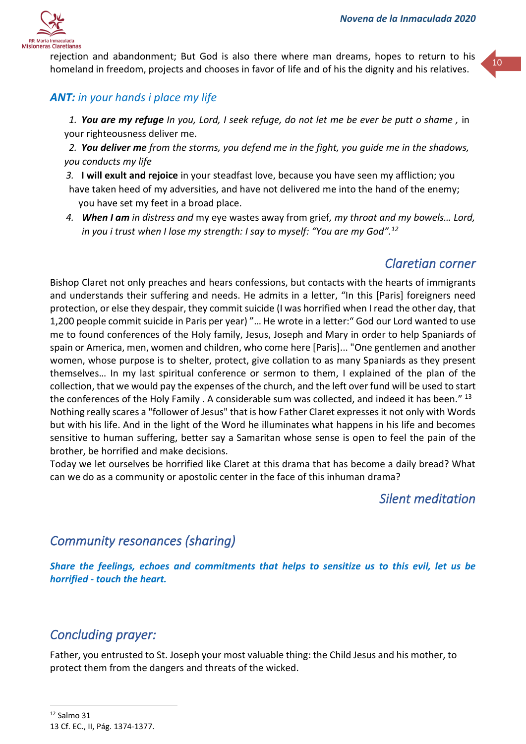rejection and abandonment; But God is also there where man dreams, hopes to return to his homeland in freedom, projects and chooses in favor of life and of his the dignity and his relatives.

### ***ANT:*** *in your hands i place my life*

1. ***You are my refuge*** *In you, Lord, I seek refuge, do not let me be ever be putt o shame ,* in your righteousness deliver me.
2. ***You deliver me*** *from the storms, you defend me in the fight, you guide me in the shadows, you conducts my life*
3. **I will exult and rejoice** in your steadfast love, because you have seen my affliction; you have taken heed of my adversities, and have not delivered me into the hand of the enemy; you have set my feet in a broad place.
4. ***When I am*** *in distress and* my eye wastes away from grief, *my throat and my bowels… Lord, in you i trust when I lose my strength: I say to myself: "You are my God".*[12]

## *Claretian corner*

Bishop Claret not only preaches and hears confessions, but contacts with the hearts of immigrants and understands their suffering and needs. He admits in a letter, "In this [Paris] foreigners need protection, or else they despair, they commit suicide (I was horrified when I read the other day, that 1,200 people commit suicide in Paris per year) "… He wrote in a letter:" God our Lord wanted to use me to found conferences of the Holy family, Jesus, Joseph and Mary in order to help Spaniards of spain or America, men, women and children, who come here [Paris]... "One gentlemen and another women, whose purpose is to shelter, protect, give collation to as many Spaniards as they present themselves… In my last spiritual conference or sermon to them, I explained of the plan of the collection, that we would pay the expenses of the church, and the left over fund will be used to start the conferences of the Holy Family . A considerable sum was collected, and indeed it has been." [13]
Nothing really scares a "follower of Jesus" that is how Father Claret expresses it not only with Words but with his life. And in the light of the Word he illuminates what happens in his life and becomes sensitive to human suffering, better say a Samaritan whose sense is open to feel the pain of the brother, be horrified and make decisions.
Today we let ourselves be horrified like Claret at this drama that has become a daily bread? What can we do as a community or apostolic center in the face of this inhuman drama?

## *Silent meditation*

## *Community resonances (sharing)*

***Share the feelings, echoes and commitments that helps to sensitize us to this evil, let us be horrified - touch the heart.***

## *Concluding prayer:*

Father, you entrusted to St. Joseph your most valuable thing: the Child Jesus and his mother, to protect them from the dangers and threats of the wicked.

---

[12] Salmo 31
13 Cf. EC., II, Pág. 1374-1377.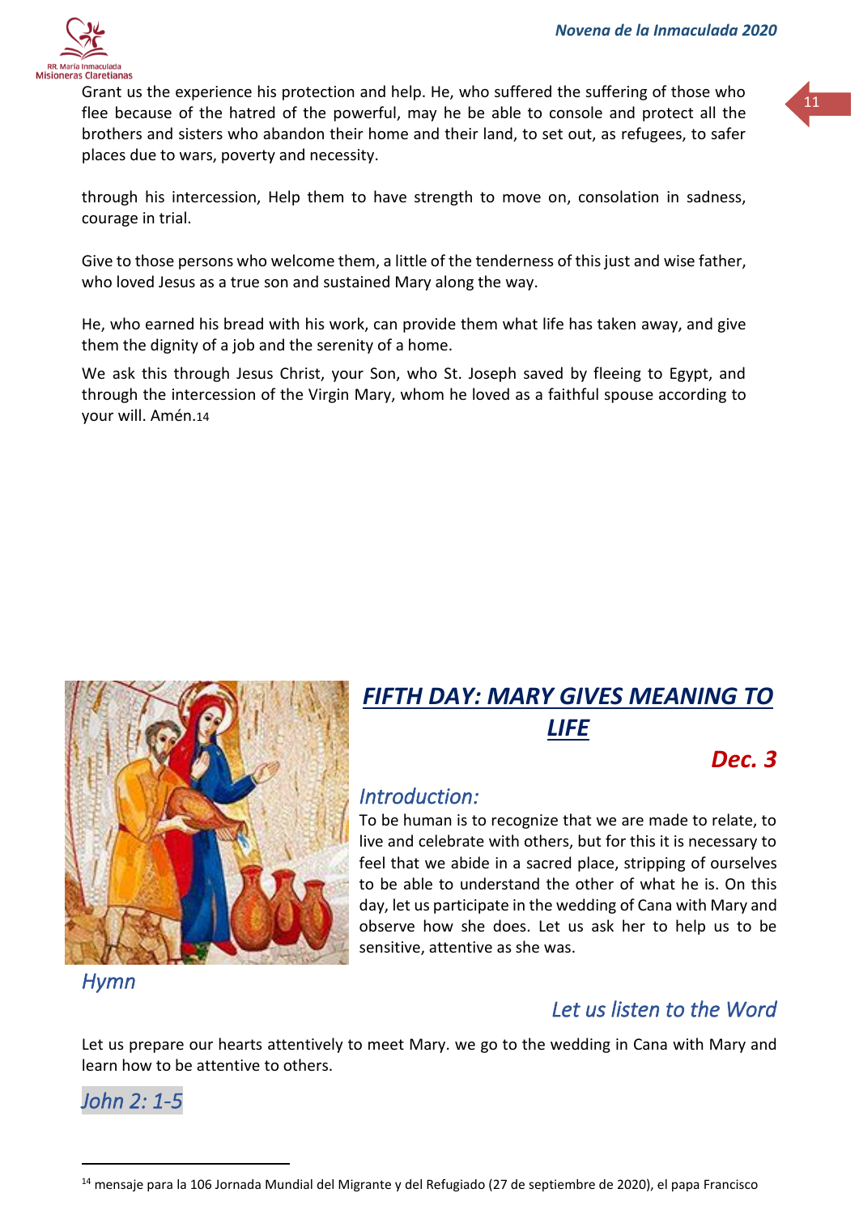Grant us the experience his protection and help. He, who suffered the suffering of those who flee because of the hatred of the powerful, may he be able to console and protect all the brothers and sisters who abandon their home and their land, to set out, as refugees, to safer places due to wars, poverty and necessity.

through his intercession, Help them to have strength to move on, consolation in sadness, courage in trial.

Give to those persons who welcome them, a little of the tenderness of this just and wise father, who loved Jesus as a true son and sustained Mary along the way.

He, who earned his bread with his work, can provide them what life has taken away, and give them the dignity of a job and the serenity of a home.

We ask this through Jesus Christ, your Son, who St. Joseph saved by fleeing to Egypt, and through the intercession of the Virgin Mary, whom he loved as a faithful spouse according to your will. Amén.[14]

# *FIFTH DAY: MARY GIVES MEANING TO LIFE*

***Dec. 3***

## *Introduction:*

To be human is to recognize that we are made to relate, to live and celebrate with others, but for this it is necessary to feel that we abide in a sacred place, stripping of ourselves to be able to understand the other of what he is. On this day, let us participate in the wedding of Cana with Mary and observe how she does. Let us ask her to help us to be sensitive, attentive as she was.

## *Hymn*

## *Let us listen to the Word*

Let us prepare our hearts attentively to meet Mary. we go to the wedding in Cana with Mary and learn how to be attentive to others.

*John 2: 1-5*

---

[14] mensaje para la 106 Jornada Mundial del Migrante y del Refugiado (27 de septiembre de 2020), el papa Francisco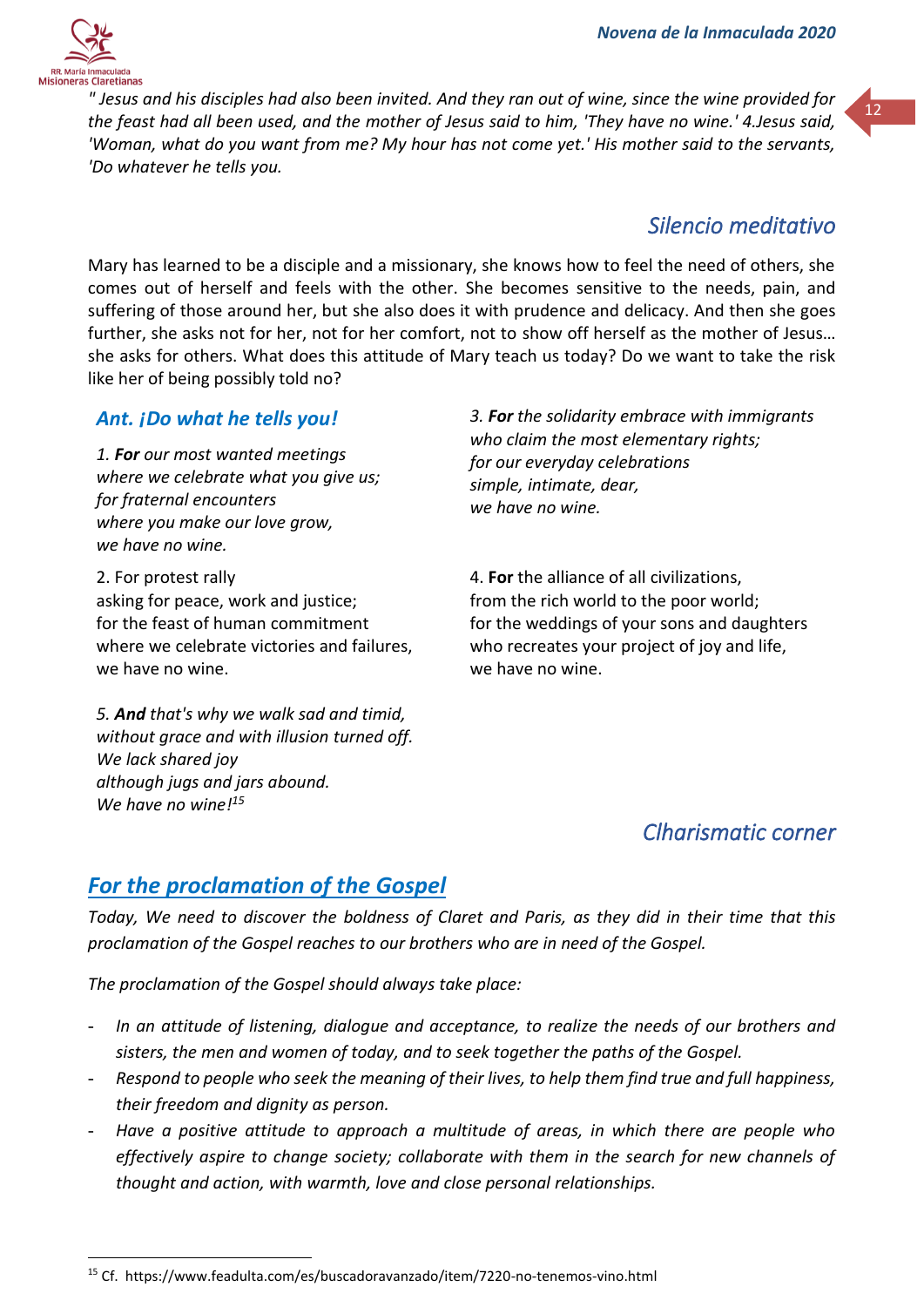*" Jesus and his disciples had also been invited. And they ran out of wine, since the wine provided for the feast had all been used, and the mother of Jesus said to him, 'They have no wine.' 4.Jesus said, 'Woman, what do you want from me? My hour has not come yet.' His mother said to the servants, 'Do whatever he tells you.*

## *Silencio meditativo*

Mary has learned to be a disciple and a missionary, she knows how to feel the need of others, she comes out of herself and feels with the other. She becomes sensitive to the needs, pain, and suffering of those around her, but she also does it with prudence and delicacy. And then she goes further, she asks not for her, not for her comfort, not to show off herself as the mother of Jesus… she asks for others. What does this attitude of Mary teach us today? Do we want to take the risk like her of being possibly told no?

### *Ant. ¡Do what he tells you!*

*1. **For** our most wanted meetings*
*where we celebrate what you give us;*
*for fraternal encounters*
*where you make our love grow,*
*we have no wine.*

2. For protest rally
asking for peace, work and justice;
for the feast of human commitment
where we celebrate victories and failures,
we have no wine.

*3. **For** the solidarity embrace with immigrants*
*who claim the most elementary rights;*
*for our everyday celebrations*
*simple, intimate, dear,*
*we have no wine.*

4. **For** the alliance of all civilizations,
from the rich world to the poor world;
for the weddings of your sons and daughters
who recreates your project of joy and life,
we have no wine.

*5. **And** that's why we walk sad and timid,*
*without grace and with illusion turned off.*
*We lack shared joy*
*although jugs and jars abound.*
*We have no wine![15]*

## *Clharismatic corner*

## *For the proclamation of the Gospel*

*Today, We need to discover the boldness of Claret and Paris, as they did in their time that this proclamation of the Gospel reaches to our brothers who are in need of the Gospel.*

*The proclamation of the Gospel should always take place:*

- *In an attitude of listening, dialogue and acceptance, to realize the needs of our brothers and sisters, the men and women of today, and to seek together the paths of the Gospel.*
- *Respond to people who seek the meaning of their lives, to help them find true and full happiness, their freedom and dignity as person.*
- *Have a positive attitude to approach a multitude of areas, in which there are people who effectively aspire to change society; collaborate with them in the search for new channels of thought and action, with warmth, love and close personal relationships.*

---

[15] Cf. https://www.feadulta.com/es/buscadoravanzado/item/7220-no-tenemos-vino.html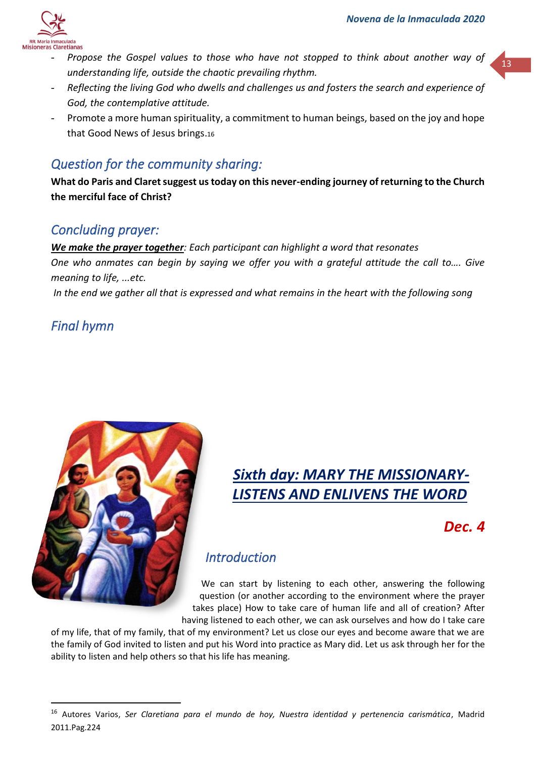- *Propose the Gospel values to those who have not stopped to think about another way of understanding life, outside the chaotic prevailing rhythm.*
- *Reflecting the living God who dwells and challenges us and fosters the search and experience of God, the contemplative attitude.*
- Promote a more human spirituality, a commitment to human beings, based on the joy and hope that Good News of Jesus brings.[16]

## *Question for the community sharing:*

**What do Paris and Claret suggest us today on this never-ending journey of returning to the Church the merciful face of Christ?**

## *Concluding prayer:*

***We make the prayer together****: Each participant can highlight a word that resonates*

*One who anmates can begin by saying we offer you with a grateful attitude the call to…. Give meaning to life, ...etc.*

*In the end we gather all that is expressed and what remains in the heart with the following song*

## *Final hymn*

# ***Sixth day: MARY THE MISSIONARY-LISTENS AND ENLIVENS THE WORD***

***Dec. 4***

## *Introduction*

We can start by listening to each other, answering the following question (or another according to the environment where the prayer takes place) How to take care of human life and all of creation? After having listened to each other, we can ask ourselves and how do I take care of my life, that of my family, that of my environment? Let us close our eyes and become aware that we are the family of God invited to listen and put his Word into practice as Mary did. Let us ask through her for the ability to listen and help others so that his life has meaning.

---

[16] Autores Varios, *Ser Claretiana para el mundo de hoy, Nuestra identidad y pertenencia carismática*, Madrid 2011.Pag.224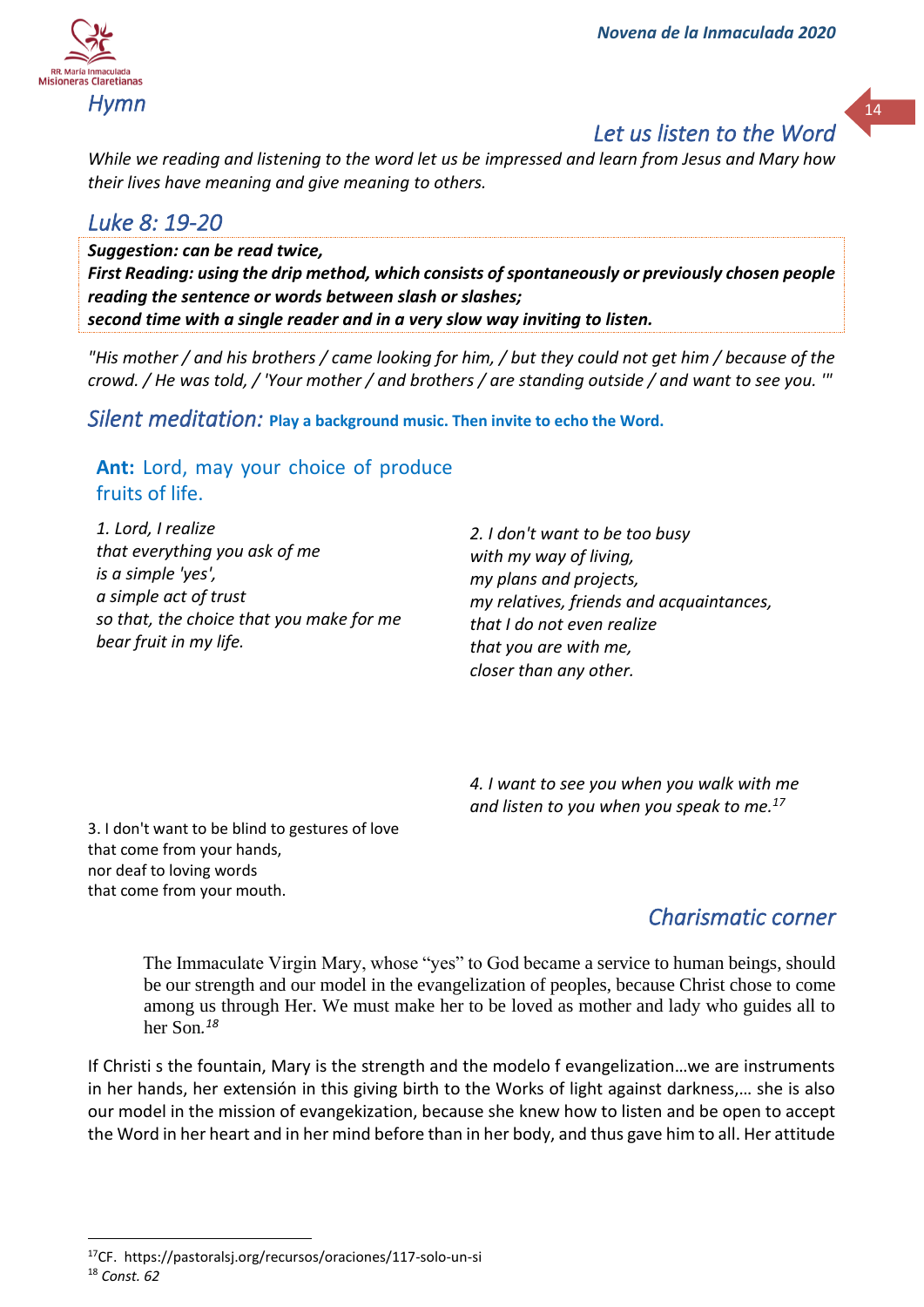## Hymn

## Let us listen to the Word

*While we reading and listening to the word let us be impressed and learn from Jesus and Mary how their lives have meaning and give meaning to others.*

## Luke 8: 19-20

***Suggestion: can be read twice,***
***First Reading: using the drip method, which consists of spontaneously or previously chosen people reading the sentence or words between slash or slashes;***
***second time with a single reader and in a very slow way inviting to listen.***

*"His mother / and his brothers / came looking for him, / but they could not get him / because of the crowd. / He was told, / 'Your mother / and brothers / are standing outside / and want to see you. '"*

## Silent meditation: **Play a background music. Then invite to echo the Word.**

**Ant:** Lord, may your choice of produce fruits of life.

*1. Lord, I realize*
*that everything you ask of me*
*is a simple 'yes',*
*a simple act of trust*
*so that, the choice that you make for me*
*bear fruit in my life.*

*2. I don't want to be too busy*
*with my way of living,*
*my plans and projects,*
*my relatives, friends and acquaintances,*
*that I do not even realize*
*that you are with me,*
*closer than any other.*

3. I don't want to be blind to gestures of love
that come from your hands,
nor deaf to loving words
that come from your mouth.

*4. I want to see you when you walk with me*
*and listen to you when you speak to me.*[17]

## Charismatic corner

> The Immaculate Virgin Mary, whose "yes" to God became a service to human beings, should be our strength and our model in the evangelization of peoples, because Christ chose to come among us through Her. We must make her to be loved as mother and lady who guides all to her Son.[18]

If Christi s the fountain, Mary is the strength and the modelo f evangelization…we are instruments in her hands, her extensión in this giving birth to the Works of light against darkness,… she is also our model in the mission of evangekization, because she knew how to listen and be open to accept the Word in her heart and in her mind before than in her body, and thus gave him to all. Her attitude

---

[17] CF. https://pastoralsj.org/recursos/oraciones/117-solo-un-si

[18] *Const. 62*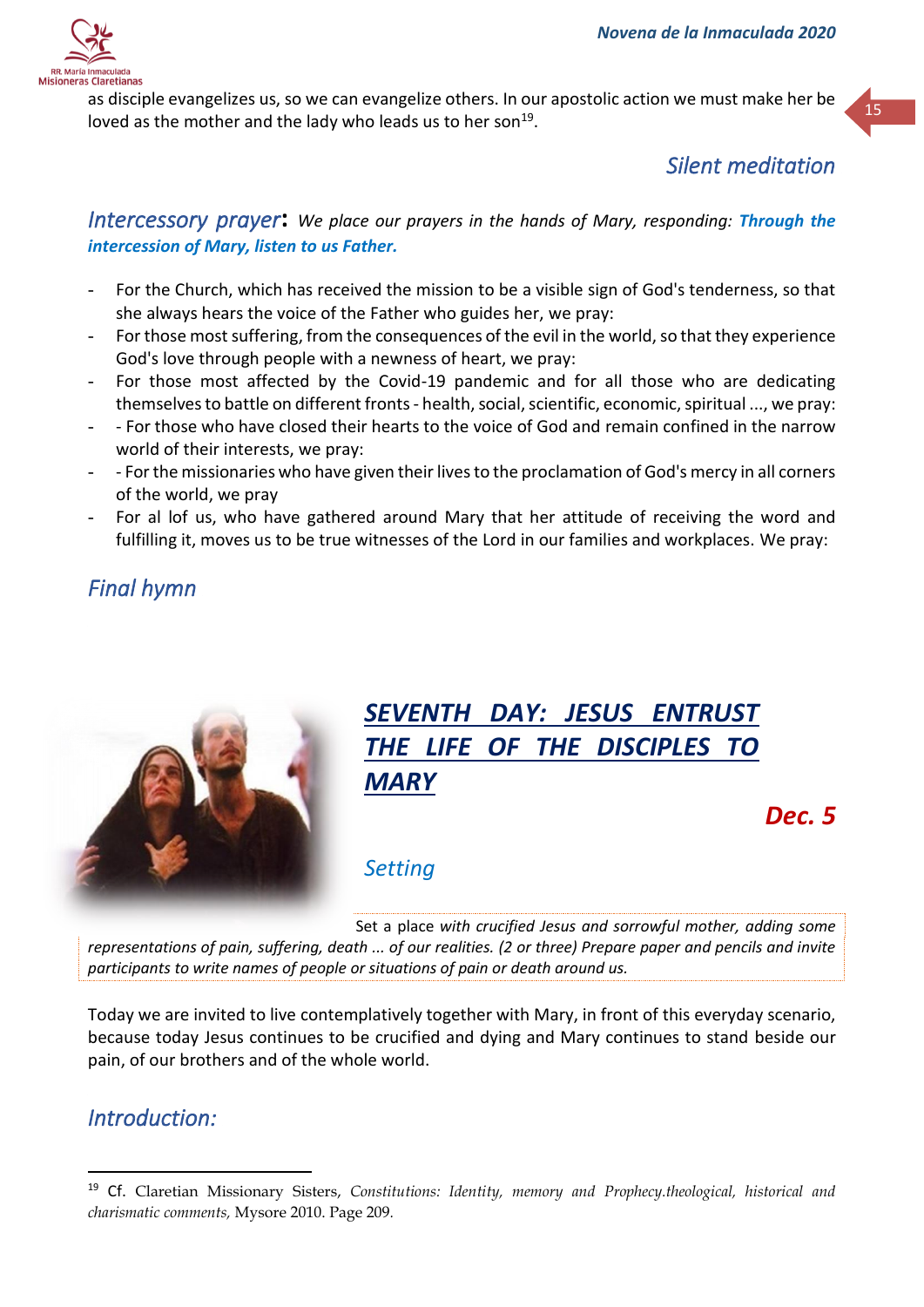as disciple evangelizes us, so we can evangelize others. In our apostolic action we must make her be loved as the mother and the lady who leads us to her son[19].

### *Silent meditation*

### *Intercessory prayer*: *We place our prayers in the hands of Mary, responding:* ***Through the intercession of Mary, listen to us Father.***

- For the Church, which has received the mission to be a visible sign of God's tenderness, so that she always hears the voice of the Father who guides her, we pray:
- For those most suffering, from the consequences of the evil in the world, so that they experience God's love through people with a newness of heart, we pray:
- For those most affected by the Covid-19 pandemic and for all those who are dedicating themselves to battle on different fronts - health, social, scientific, economic, spiritual ..., we pray:
- - For those who have closed their hearts to the voice of God and remain confined in the narrow world of their interests, we pray:
- - For the missionaries who have given their lives to the proclamation of God's mercy in all corners of the world, we pray
- For al lof us, who have gathered around Mary that her attitude of receiving the word and fulfilling it, moves us to be true witnesses of the Lord in our families and workplaces. We pray:

### *Final hymn*

## ***SEVENTH DAY: JESUS ENTRUST THE LIFE OF THE DISCIPLES TO MARY***

***Dec. 5***

### *Setting*

Set a place *with crucified Jesus and sorrowful mother, adding some representations of pain, suffering, death ... of our realities. (2 or three) Prepare paper and pencils and invite participants to write names of people or situations of pain or death around us.*

Today we are invited to live contemplatively together with Mary, in front of this everyday scenario, because today Jesus continues to be crucified and dying and Mary continues to stand beside our pain, of our brothers and of the whole world.

### *Introduction:*

---

[19] Cf. Claretian Missionary Sisters, *Constitutions: Identity, memory and Prophecy.theological, historical and charismatic comments,* Mysore 2010. Page 209.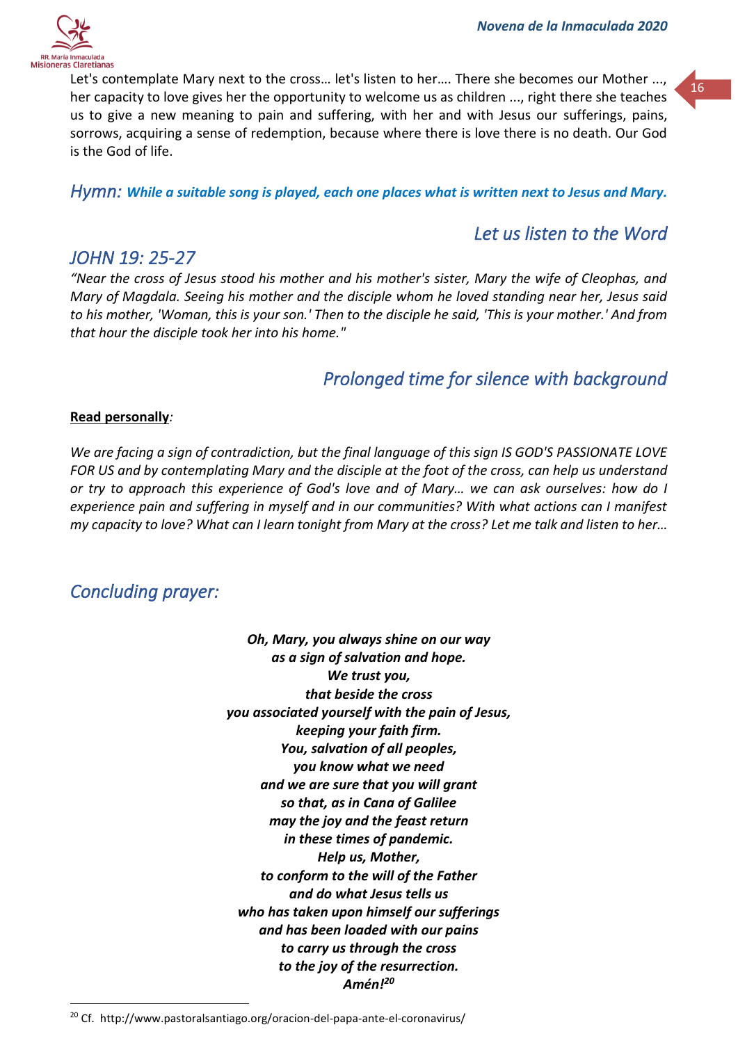Let's contemplate Mary next to the cross… let's listen to her…. There she becomes our Mother ..., her capacity to love gives her the opportunity to welcome us as children ..., right there she teaches us to give a new meaning to pain and suffering, with her and with Jesus our sufferings, pains, sorrows, acquiring a sense of redemption, because where there is love there is no death. Our God is the God of life.

## *Hymn:* ***While a suitable song is played, each one places what is written next to Jesus and Mary.***

## *Let us listen to the Word*

## *JOHN 19: 25-27*

*"Near the cross of Jesus stood his mother and his mother's sister, Mary the wife of Cleophas, and Mary of Magdala. Seeing his mother and the disciple whom he loved standing near her, Jesus said to his mother, 'Woman, this is your son.' Then to the disciple he said, 'This is your mother.' And from that hour the disciple took her into his home."*

## *Prolonged time for silence with background*

**Read personally***:*

*We are facing a sign of contradiction, but the final language of this sign IS GOD'S PASSIONATE LOVE FOR US and by contemplating Mary and the disciple at the foot of the cross, can help us understand or try to approach this experience of God's love and of Mary… we can ask ourselves: how do I experience pain and suffering in myself and in our communities? With what actions can I manifest my capacity to love? What can I learn tonight from Mary at the cross? Let me talk and listen to her…*

## *Concluding prayer:*

***Oh, Mary, you always shine on our way***
***as a sign of salvation and hope.***
***We trust you,***
***that beside the cross***
***you associated yourself with the pain of Jesus,***
***keeping your faith firm.***
***You, salvation of all peoples,***
***you know what we need***
***and we are sure that you will grant***
***so that, as in Cana of Galilee***
***may the joy and the feast return***
***in these times of pandemic.***
***Help us, Mother,***
***to conform to the will of the Father***
***and do what Jesus tells us***
***who has taken upon himself our sufferings***
***and has been loaded with our pains***
***to carry us through the cross***
***to the joy of the resurrection.***
***Amén!***[20]

[20] Cf. http://www.pastoralsantiago.org/oracion-del-papa-ante-el-coronavirus/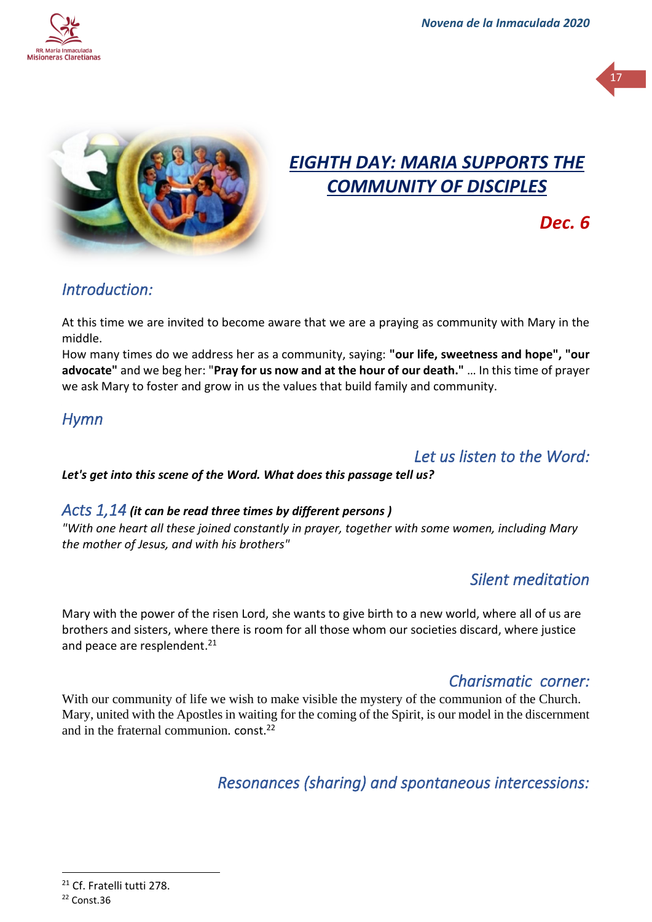# EIGHTH DAY: MARIA SUPPORTS THE COMMUNITY OF DISCIPLES

***Dec. 6***

## *Introduction:*

At this time we are invited to become aware that we are a praying as community with Mary in the middle.

How many times do we address her as a community, saying: **"our life, sweetness and hope", "our advocate"** and we beg her: "**Pray for us now and at the hour of our death."** … In this time of prayer we ask Mary to foster and grow in us the values that build family and community.

## *Hymn*

## *Let us listen to the Word:*

***Let's get into this scene of the Word. What does this passage tell us?***

*Acts 1,14* ***(it can be read three times by different persons )***

*"With one heart all these joined constantly in prayer, together with some women, including Mary the mother of Jesus, and with his brothers"*

## *Silent meditation*

Mary with the power of the risen Lord, she wants to give birth to a new world, where all of us are brothers and sisters, where there is room for all those whom our societies discard, where justice and peace are resplendent.[21]

## *Charismatic corner:*

With our community of life we wish to make visible the mystery of the communion of the Church. Mary, united with the Apostles in waiting for the coming of the Spirit, is our model in the discernment and in the fraternal communion. const.[22]

## *Resonances (sharing) and spontaneous intercessions:*

---

[21] Cf. Fratelli tutti 278.

[22] Const.36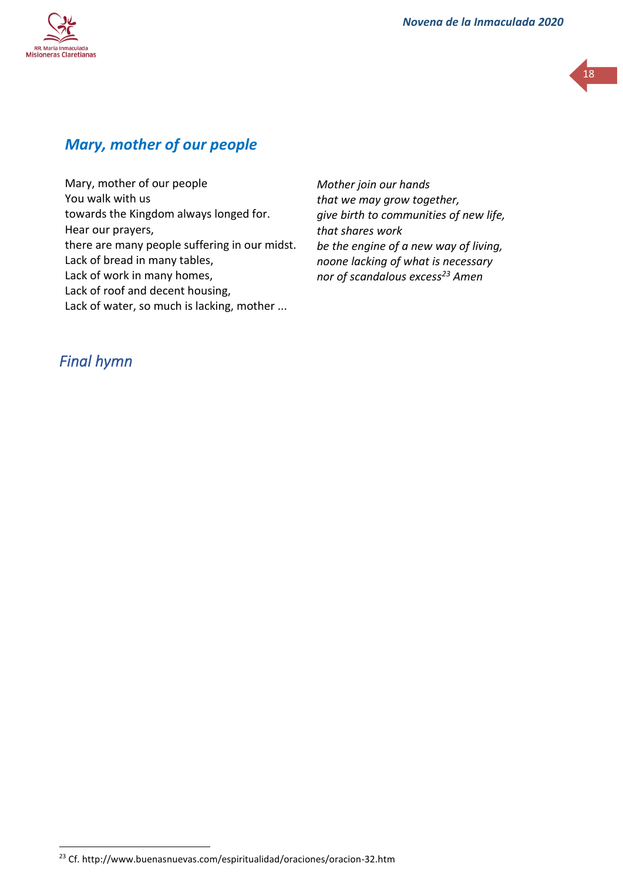## *Mary, mother of our people*

Mary, mother of our people
You walk with us
towards the Kingdom always longed for.
Hear our prayers,
there are many people suffering in our midst.
Lack of bread in many tables,
Lack of work in many homes,
Lack of roof and decent housing,
Lack of water, so much is lacking, mother ...

*Mother join our hands*
*that we may grow together,*
*give birth to communities of new life,*
*that shares work*
*be the engine of a new way of living,*
*noone lacking of what is necessary*
*nor of scandalous excess*[23] *Amen*

## *Final hymn*

[23] Cf. http://www.buenasnuevas.com/espiritualidad/oraciones/oracion-32.htm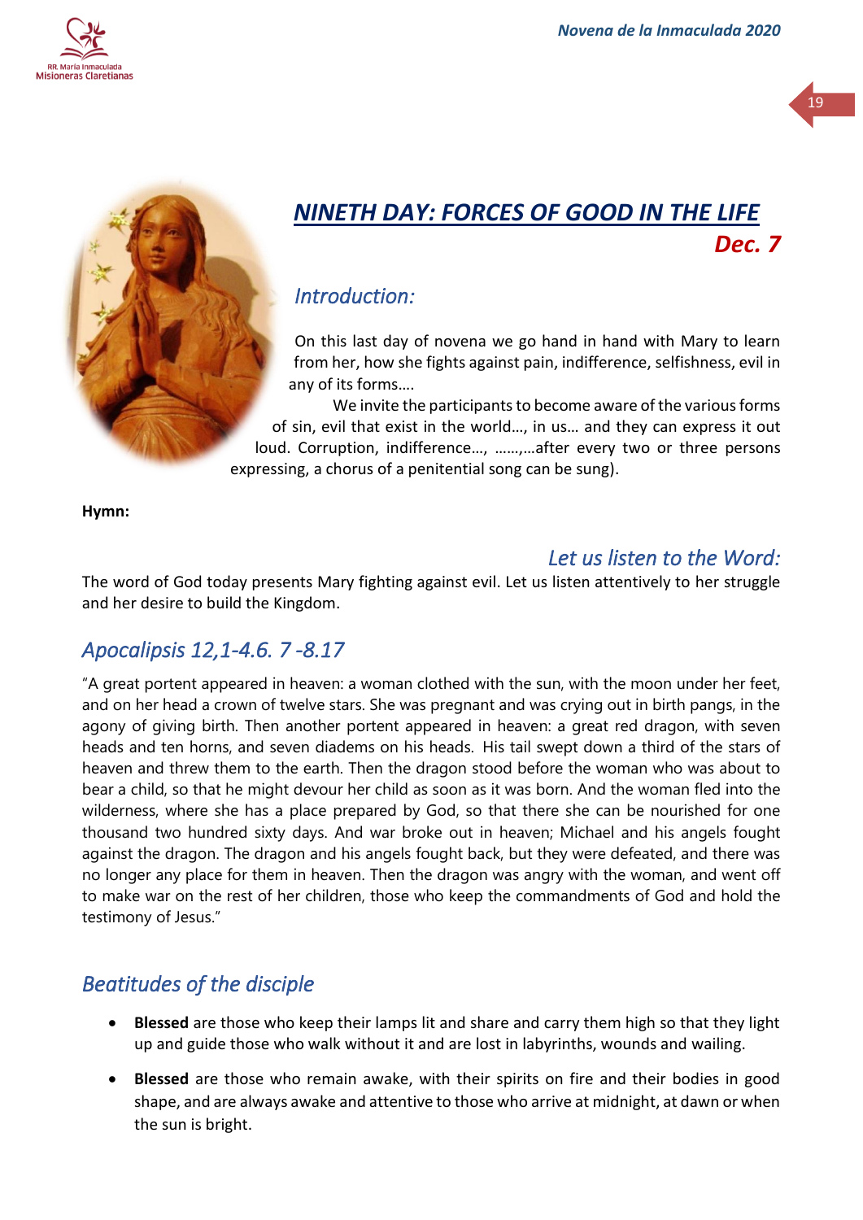## *NINETH DAY: FORCES OF GOOD IN THE LIFE*

***Dec. 7***

### *Introduction:*

On this last day of novena we go hand in hand with Mary to learn from her, how she fights against pain, indifference, selfishness, evil in any of its forms….

We invite the participants to become aware of the various forms of sin, evil that exist in the world…, in us… and they can express it out loud. Corruption, indifference…, ……,…after every two or three persons expressing, a chorus of a penitential song can be sung).

**Hymn:**

### *Let us listen to the Word:*

The word of God today presents Mary fighting against evil. Let us listen attentively to her struggle and her desire to build the Kingdom.

### *Apocalipsis 12,1-4.6. 7 -8.17*

"A great portent appeared in heaven: a woman clothed with the sun, with the moon under her feet, and on her head a crown of twelve stars. She was pregnant and was crying out in birth pangs, in the agony of giving birth. Then another portent appeared in heaven: a great red dragon, with seven heads and ten horns, and seven diadems on his heads. His tail swept down a third of the stars of heaven and threw them to the earth. Then the dragon stood before the woman who was about to bear a child, so that he might devour her child as soon as it was born. And the woman fled into the wilderness, where she has a place prepared by God, so that there she can be nourished for one thousand two hundred sixty days. And war broke out in heaven; Michael and his angels fought against the dragon. The dragon and his angels fought back, but they were defeated, and there was no longer any place for them in heaven. Then the dragon was angry with the woman, and went off to make war on the rest of her children, those who keep the commandments of God and hold the testimony of Jesus."

### *Beatitudes of the disciple*

- **Blessed** are those who keep their lamps lit and share and carry them high so that they light up and guide those who walk without it and are lost in labyrinths, wounds and wailing.
- **Blessed** are those who remain awake, with their spirits on fire and their bodies in good shape, and are always awake and attentive to those who arrive at midnight, at dawn or when the sun is bright.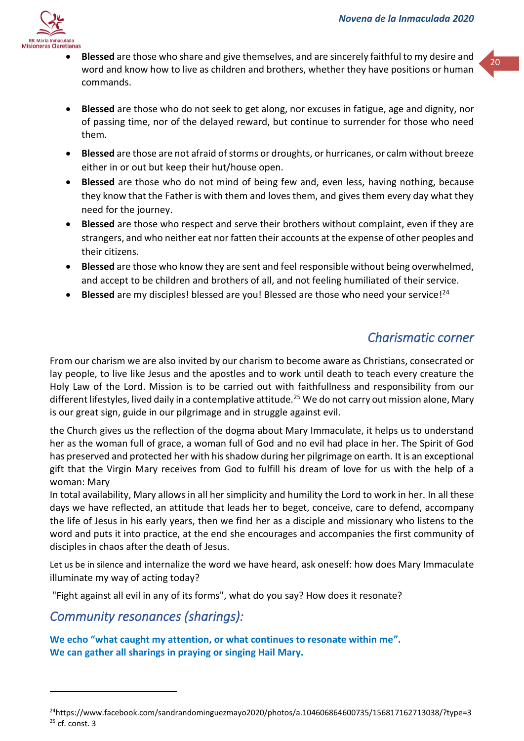- **Blessed** are those who share and give themselves, and are sincerely faithful to my desire and word and know how to live as children and brothers, whether they have positions or human commands.
- **Blessed** are those who do not seek to get along, nor excuses in fatigue, age and dignity, nor of passing time, nor of the delayed reward, but continue to surrender for those who need them.
- **Blessed** are those are not afraid of storms or droughts, or hurricanes, or calm without breeze either in or out but keep their hut/house open.
- **Blessed** are those who do not mind of being few and, even less, having nothing, because they know that the Father is with them and loves them, and gives them every day what they need for the journey.
- **Blessed** are those who respect and serve their brothers without complaint, even if they are strangers, and who neither eat nor fatten their accounts at the expense of other peoples and their citizens.
- **Blessed** are those who know they are sent and feel responsible without being overwhelmed, and accept to be children and brothers of all, and not feeling humiliated of their service.
- **Blessed** are my disciples! blessed are you! Blessed are those who need your service![24]

## *Charismatic corner*

From our charism we are also invited by our charism to become aware as Christians, consecrated or lay people, to live like Jesus and the apostles and to work until death to teach every creature the Holy Law of the Lord. Mission is to be carried out with faithfullness and responsibility from our different lifestyles, lived daily in a contemplative attitude.[25] We do not carry out mission alone, Mary is our great sign, guide in our pilgrimage and in struggle against evil.

the Church gives us the reflection of the dogma about Mary Immaculate, it helps us to understand her as the woman full of grace, a woman full of God and no evil had place in her. The Spirit of God has preserved and protected her with his shadow during her pilgrimage on earth. It is an exceptional gift that the Virgin Mary receives from God to fulfill his dream of love for us with the help of a woman: Mary

In total availability, Mary allows in all her simplicity and humility the Lord to work in her. In all these days we have reflected, an attitude that leads her to beget, conceive, care to defend, accompany the life of Jesus in his early years, then we find her as a disciple and missionary who listens to the word and puts it into practice, at the end she encourages and accompanies the first community of disciples in chaos after the death of Jesus.

Let us be in silence and internalize the word we have heard, ask oneself: how does Mary Immaculate illuminate my way of acting today?

"Fight against all evil in any of its forms", what do you say? How does it resonate?

## *Community resonances (sharings):*

**We echo "what caught my attention, or what continues to resonate within me".**
**We can gather all sharings in praying or singing Hail Mary.**

---

[24] https://www.facebook.com/sandrandominguezmayo2020/photos/a.104606864600735/156817162713038/?type=3
[25] cf. const. 3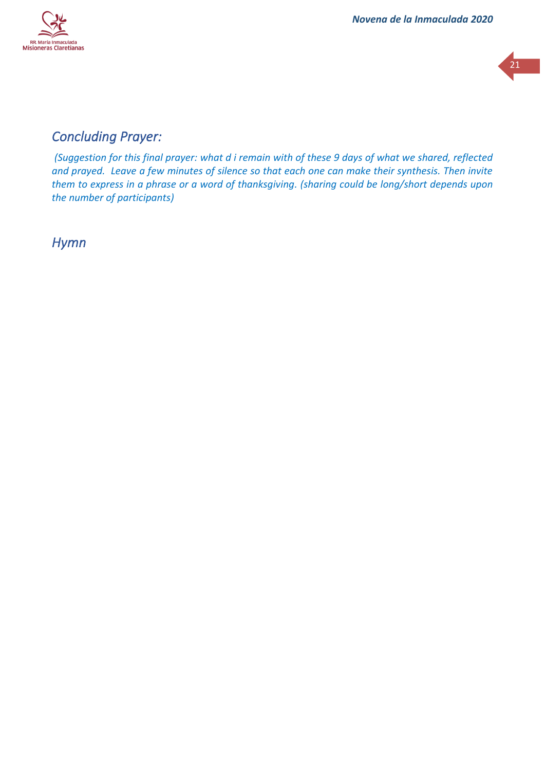## *Concluding Prayer:*

*(Suggestion for this final prayer: what d i remain with of these 9 days of what we shared, reflected and prayed. Leave a few minutes of silence so that each one can make their synthesis. Then invite them to express in a phrase or a word of thanksgiving. (sharing could be long/short depends upon the number of participants)*

## *Hymn*